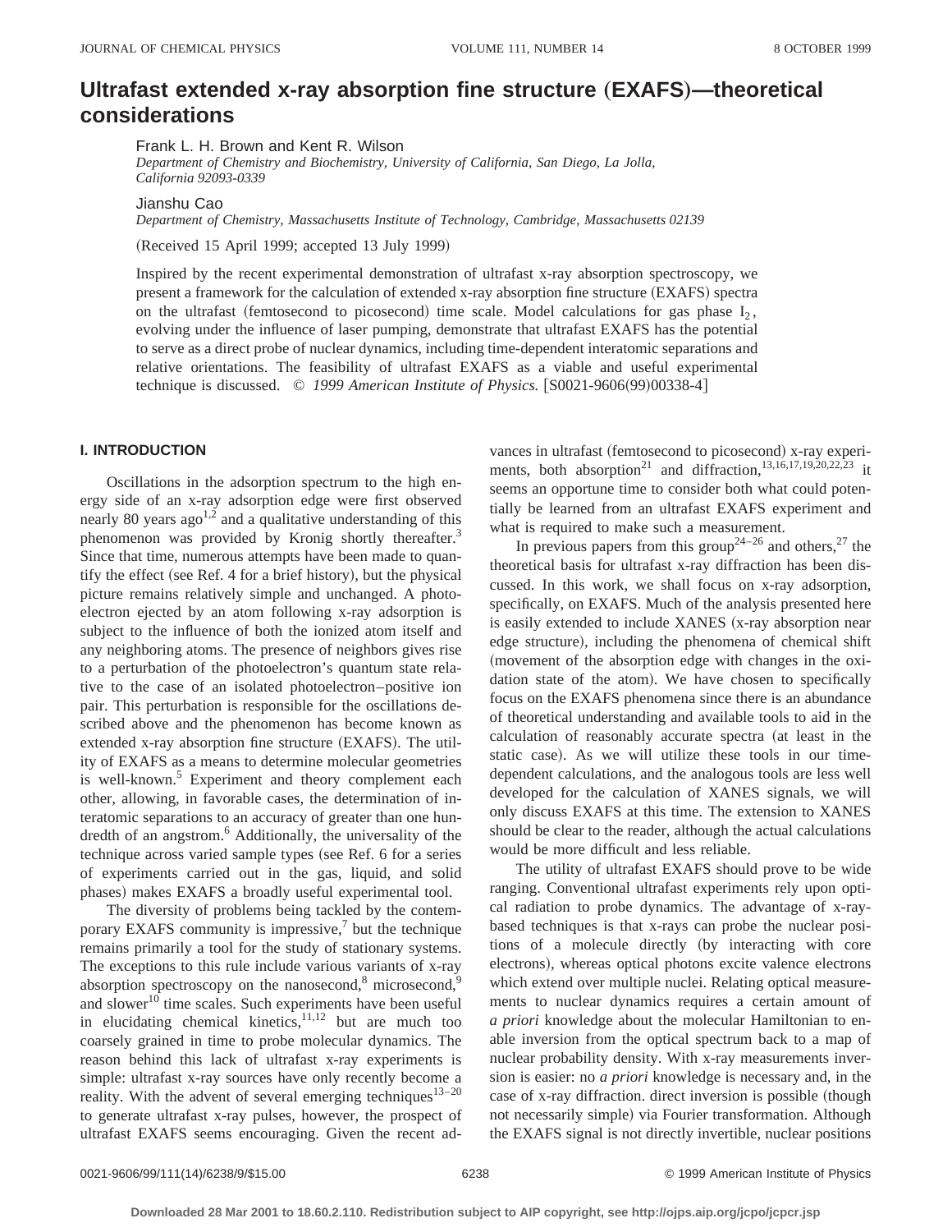# Ultrafast extended x-ray absorption fine structure (EXAFS)—theoretical considerations

Frank L. H. Brown and Kent R. Wilson
*Department of Chemistry and Biochemistry, University of California, San Diego, La Jolla, California 92093-0339*

Jianshu Cao
*Department of Chemistry, Massachusetts Institute of Technology, Cambridge, Massachusetts 02139*

(Received 15 April 1999; accepted 13 July 1999)

Inspired by the recent experimental demonstration of ultrafast x-ray absorption spectroscopy, we present a framework for the calculation of extended x-ray absorption fine structure (EXAFS) spectra on the ultrafast (femtosecond to picosecond) time scale. Model calculations for gas phase $I_2$, evolving under the influence of laser pumping, demonstrate that ultrafast EXAFS has the potential to serve as a direct probe of nuclear dynamics, including time-dependent interatomic separations and relative orientations. The feasibility of ultrafast EXAFS as a viable and useful experimental technique is discussed. © *1999 American Institute of Physics.* [S0021-9606(99)00338-4]

## I. INTRODUCTION

Oscillations in the adsorption spectrum to the high energy side of an x-ray adsorption edge were first observed nearly 80 years ago[1,2] and a qualitative understanding of this phenomenon was provided by Kronig shortly thereafter.[3] Since that time, numerous attempts have been made to quantify the effect (see Ref. 4 for a brief history), but the physical picture remains relatively simple and unchanged. A photoelectron ejected by an atom following x-ray adsorption is subject to the influence of both the ionized atom itself and any neighboring atoms. The presence of neighbors gives rise to a perturbation of the photoelectron's quantum state relative to the case of an isolated photoelectron–positive ion pair. This perturbation is responsible for the oscillations described above and the phenomenon has become known as extended x-ray absorption fine structure (EXAFS). The utility of EXAFS as a means to determine molecular geometries is well-known.[5] Experiment and theory complement each other, allowing, in favorable cases, the determination of interatomic separations to an accuracy of greater than one hundredth of an angstrom.[6] Additionally, the universality of the technique across varied sample types (see Ref. 6 for a series of experiments carried out in the gas, liquid, and solid phases) makes EXAFS a broadly useful experimental tool.

The diversity of problems being tackled by the contemporary EXAFS community is impressive,[7] but the technique remains primarily a tool for the study of stationary systems. The exceptions to this rule include various variants of x-ray absorption spectroscopy on the nanosecond,[8] microsecond,[9] and slower[10] time scales. Such experiments have been useful in elucidating chemical kinetics,[11,12] but are much too coarsely grained in time to probe molecular dynamics. The reason behind this lack of ultrafast x-ray experiments is simple: ultrafast x-ray sources have only recently become a reality. With the advent of several emerging techniques[13–20] to generate ultrafast x-ray pulses, however, the prospect of ultrafast EXAFS seems encouraging. Given the recent advances in ultrafast (femtosecond to picosecond) x-ray experiments, both absorption[21] and diffraction,[13,16,17,19,20,22,23] it seems an opportune time to consider both what could potentially be learned from an ultrafast EXAFS experiment and what is required to make such a measurement.

In previous papers from this group[24–26] and others,[27] the theoretical basis for ultrafast x-ray diffraction has been discussed. In this work, we shall focus on x-ray adsorption, specifically, on EXAFS. Much of the analysis presented here is easily extended to include XANES (x-ray absorption near edge structure), including the phenomena of chemical shift (movement of the absorption edge with changes in the oxidation state of the atom). We have chosen to specifically focus on the EXAFS phenomena since there is an abundance of theoretical understanding and available tools to aid in the calculation of reasonably accurate spectra (at least in the static case). As we will utilize these tools in our time-dependent calculations, and the analogous tools are less well developed for the calculation of XANES signals, we will only discuss EXAFS at this time. The extension to XANES should be clear to the reader, although the actual calculations would be more difficult and less reliable.

The utility of ultrafast EXAFS should prove to be wide ranging. Conventional ultrafast experiments rely upon optical radiation to probe dynamics. The advantage of x-ray-based techniques is that x-rays can probe the nuclear positions of a molecule directly (by interacting with core electrons), whereas optical photons excite valence electrons which extend over multiple nuclei. Relating optical measurements to nuclear dynamics requires a certain amount of *a priori* knowledge about the molecular Hamiltonian to enable inversion from the optical spectrum back to a map of nuclear probability density. With x-ray measurements inversion is easier: no *a priori* knowledge is necessary and, in the case of x-ray diffraction. direct inversion is possible (though not necessarily simple) via Fourier transformation. Although the EXAFS signal is not directly invertible, nuclear positions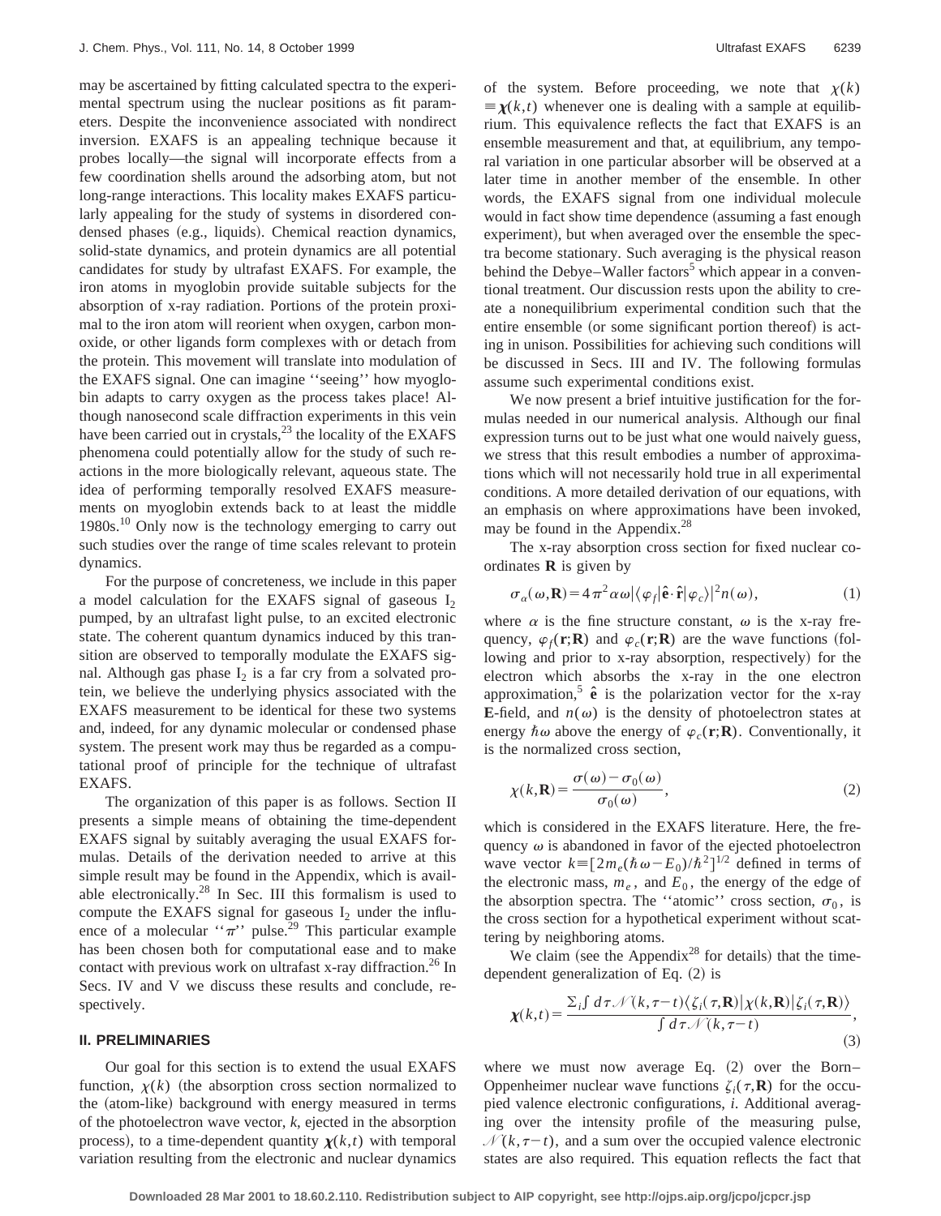may be ascertained by fitting calculated spectra to the experimental spectrum using the nuclear positions as fit parameters. Despite the inconvenience associated with nondirect inversion. EXAFS is an appealing technique because it probes locally—the signal will incorporate effects from a few coordination shells around the adsorbing atom, but not long-range interactions. This locality makes EXAFS particularly appealing for the study of systems in disordered condensed phases (e.g., liquids). Chemical reaction dynamics, solid-state dynamics, and protein dynamics are all potential candidates for study by ultrafast EXAFS. For example, the iron atoms in myoglobin provide suitable subjects for the absorption of x-ray radiation. Portions of the protein proximal to the iron atom will reorient when oxygen, carbon monoxide, or other ligands form complexes with or detach from the protein. This movement will translate into modulation of the EXAFS signal. One can imagine ''seeing'' how myoglobin adapts to carry oxygen as the process takes place! Although nanosecond scale diffraction experiments in this vein have been carried out in crystals,[23] the locality of the EXAFS phenomena could potentially allow for the study of such reactions in the more biologically relevant, aqueous state. The idea of performing temporally resolved EXAFS measurements on myoglobin extends back to at least the middle 1980s.[10] Only now is the technology emerging to carry out such studies over the range of time scales relevant to protein dynamics.

For the purpose of concreteness, we include in this paper a model calculation for the EXAFS signal of gaseous $I_2$ pumped, by an ultrafast light pulse, to an excited electronic state. The coherent quantum dynamics induced by this transition are observed to temporally modulate the EXAFS signal. Although gas phase $I_2$ is a far cry from a solvated protein, we believe the underlying physics associated with the EXAFS measurement to be identical for these two systems and, indeed, for any dynamic molecular or condensed phase system. The present work may thus be regarded as a computational proof of principle for the technique of ultrafast EXAFS.

The organization of this paper is as follows. Section II presents a simple means of obtaining the time-dependent EXAFS signal by suitably averaging the usual EXAFS formulas. Details of the derivation needed to arrive at this simple result may be found in the Appendix, which is available electronically.[28] In Sec. III this formalism is used to compute the EXAFS signal for gaseous $I_2$ under the influence of a molecular ''$\pi$'' pulse.[29] This particular example has been chosen both for computational ease and to make contact with previous work on ultrafast x-ray diffraction.[26] In Secs. IV and V we discuss these results and conclude, respectively.

## II. PRELIMINARIES

Our goal for this section is to extend the usual EXAFS function, $\chi(k)$ (the absorption cross section normalized to the (atom-like) background with energy measured in terms of the photoelectron wave vector, $k$, ejected in the absorption process), to a time-dependent quantity $\boldsymbol{\chi}(k,t)$ with temporal variation resulting from the electronic and nuclear dynamics of the system. Before proceeding, we note that $\chi(k) \equiv \boldsymbol{\chi}(k,t)$ whenever one is dealing with a sample at equilibrium. This equivalence reflects the fact that EXAFS is an ensemble measurement and that, at equilibrium, any temporal variation in one particular absorber will be observed at a later time in another member of the ensemble. In other words, the EXAFS signal from one individual molecule would in fact show time dependence (assuming a fast enough experiment), but when averaged over the ensemble the spectra become stationary. Such averaging is the physical reason behind the Debye–Waller factors[5] which appear in a conventional treatment. Our discussion rests upon the ability to create a nonequilibrium experimental condition such that the entire ensemble (or some significant portion thereof) is acting in unison. Possibilities for achieving such conditions will be discussed in Secs. III and IV. The following formulas assume such experimental conditions exist.

We now present a brief intuitive justification for the formulas needed in our numerical analysis. Although our final expression turns out to be just what one would naively guess, we stress that this result embodies a number of approximations which will not necessarily hold true in all experimental conditions. A more detailed derivation of our equations, with an emphasis on where approximations have been invoked, may be found in the Appendix.[28]

The x-ray absorption cross section for fixed nuclear coordinates $\mathbf{R}$ is given by

$$\sigma_\alpha(\omega,\mathbf{R}) = 4\pi^2\alpha\omega|\langle\varphi_f|\hat{\mathbf{e}}\cdot\hat{\mathbf{r}}|\varphi_c\rangle|^2 n(\omega), \tag{1}$$

where $\alpha$ is the fine structure constant, $\omega$ is the x-ray frequency, $\varphi_f(\mathbf{r};\mathbf{R})$ and $\varphi_c(\mathbf{r};\mathbf{R})$ are the wave functions (following and prior to x-ray absorption, respectively) for the electron which absorbs the x-ray in the one electron approximation,[5] $\hat{\mathbf{e}}$ is the polarization vector for the x-ray $\mathbf{E}$-field, and $n(\omega)$ is the density of photoelectron states at energy $\hbar\omega$ above the energy of $\varphi_c(\mathbf{r};\mathbf{R})$. Conventionally, it is the normalized cross section,

$$\chi(k,\mathbf{R}) = \frac{\sigma(\omega)-\sigma_0(\omega)}{\sigma_0(\omega)}, \tag{2}$$

which is considered in the EXAFS literature. Here, the frequency $\omega$ is abandoned in favor of the ejected photoelectron wave vector $k \equiv [2m_e(\hbar\omega - E_0)/\hbar^2]^{1/2}$ defined in terms of the electronic mass, $m_e$, and $E_0$, the energy of the edge of the absorption spectra. The ''atomic'' cross section, $\sigma_0$, is the cross section for a hypothetical experiment without scattering by neighboring atoms.

We claim (see the Appendix[28] for details) that the time-dependent generalization of Eq. (2) is

$$\boldsymbol{\chi}(k,t) = \frac{\sum_i \int d\tau\, \mathcal{N}(k,\tau-t)\langle\zeta_i(\tau,\mathbf{R})|\chi(k,\mathbf{R})|\zeta_i(\tau,\mathbf{R})\rangle}{\int d\tau\, \mathcal{N}(k,\tau-t)}, \tag{3}$$

where we must now average Eq. (2) over the Born–Oppenheimer nuclear wave functions $\zeta_i(\tau,\mathbf{R})$ for the occupied valence electronic configurations, $i$. Additional averaging over the intensity profile of the measuring pulse, $\mathcal{N}(k,\tau-t)$, and a sum over the occupied valence electronic states are also required. This equation reflects the fact that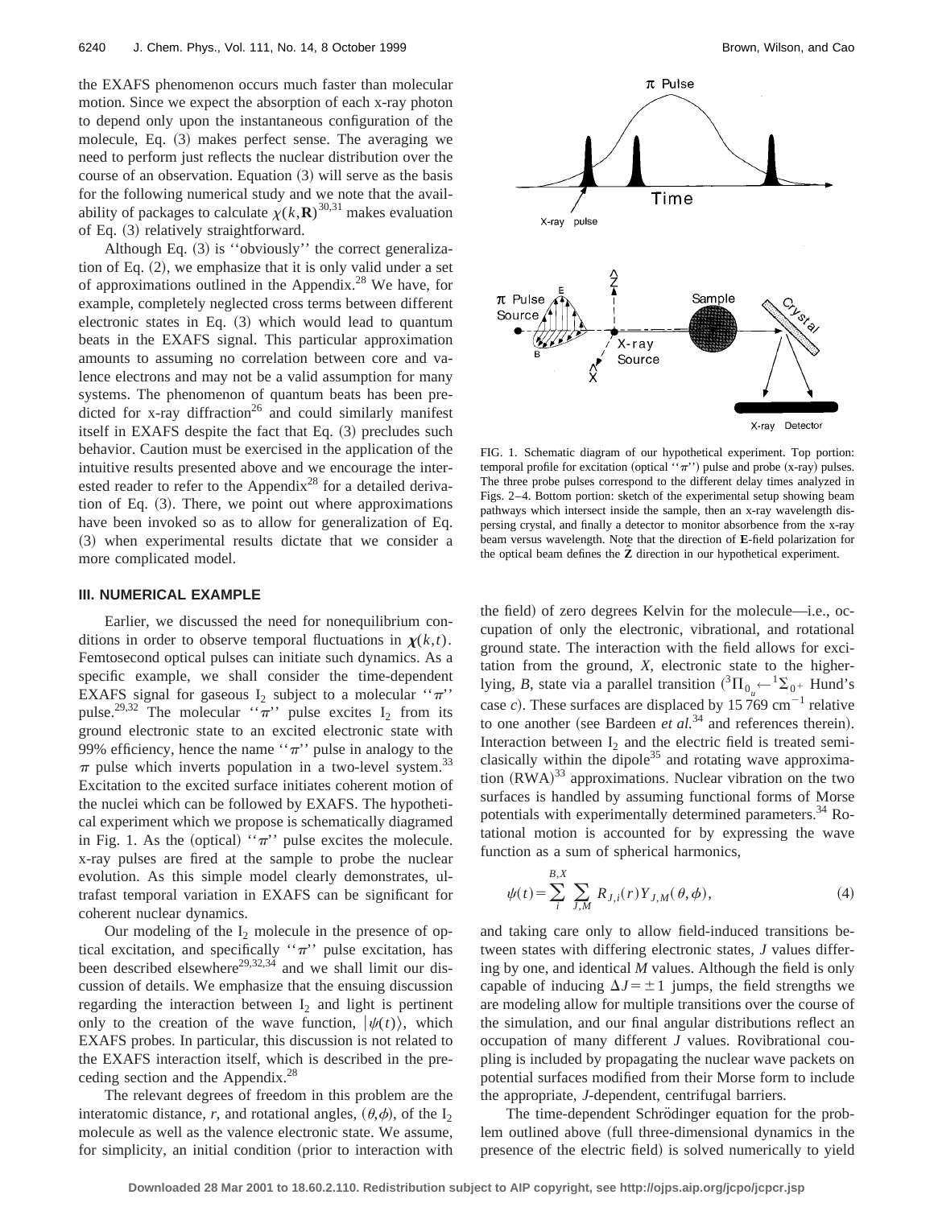the EXAFS phenomenon occurs much faster than molecular motion. Since we expect the absorption of each x-ray photon to depend only upon the instantaneous configuration of the molecule, Eq. (3) makes perfect sense. The averaging we need to perform just reflects the nuclear distribution over the course of an observation. Equation (3) will serve as the basis for the following numerical study and we note that the availability of packages to calculate $\chi(k,\mathbf{R})$[30,31] makes evaluation of Eq. (3) relatively straightforward.

Although Eq. (3) is ''obviously'' the correct generalization of Eq. (2), we emphasize that it is only valid under a set of approximations outlined in the Appendix.[28] We have, for example, completely neglected cross terms between different electronic states in Eq. (3) which would lead to quantum beats in the EXAFS signal. This particular approximation amounts to assuming no correlation between core and valence electrons and may not be a valid assumption for many systems. The phenomenon of quantum beats has been predicted for x-ray diffraction[26] and could similarly manifest itself in EXAFS despite the fact that Eq. (3) precludes such behavior. Caution must be exercised in the application of the intuitive results presented above and we encourage the interested reader to refer to the Appendix[28] for a detailed derivation of Eq. (3). There, we point out where approximations have been invoked so as to allow for generalization of Eq. (3) when experimental results dictate that we consider a more complicated model.

### III. NUMERICAL EXAMPLE

Earlier, we discussed the need for nonequilibrium conditions in order to observe temporal fluctuations in $\chi(k,t)$. Femtosecond optical pulses can initiate such dynamics. As a specific example, we shall consider the time-dependent EXAFS signal for gaseous $I_2$ subject to a molecular ''$\pi$'' pulse.[29,32] The molecular ''$\pi$'' pulse excites $I_2$ from its ground electronic state to an excited electronic state with 99% efficiency, hence the name ''$\pi$'' pulse in analogy to the $\pi$ pulse which inverts population in a two-level system.[33] Excitation to the excited surface initiates coherent motion of the nuclei which can be followed by EXAFS. The hypothetical experiment which we propose is schematically diagramed in Fig. 1. As the (optical) ''$\pi$'' pulse excites the molecule. x-ray pulses are fired at the sample to probe the nuclear evolution. As this simple model clearly demonstrates, ultrafast temporal variation in EXAFS can be significant for coherent nuclear dynamics.

Our modeling of the $I_2$ molecule in the presence of optical excitation, and specifically ''$\pi$'' pulse excitation, has been described elsewhere[29,32,34] and we shall limit our discussion of details. We emphasize that the ensuing discussion regarding the interaction between $I_2$ and light is pertinent only to the creation of the wave function, $|\psi(t)\rangle$, which EXAFS probes. In particular, this discussion is not related to the EXAFS interaction itself, which is described in the preceding section and the Appendix.[28]

The relevant degrees of freedom in this problem are the interatomic distance, $r$, and rotational angles, $(\theta,\phi)$, of the $I_2$ molecule as well as the valence electronic state. We assume, for simplicity, an initial condition (prior to interaction with the field) of zero degrees Kelvin for the molecule—i.e., occupation of only the electronic, vibrational, and rotational ground state. The interaction with the field allows for excitation from the ground, $X$, electronic state to the higher-lying, $B$, state via a parallel transition ($^3\Pi_{0_u} \leftarrow {}^1\Sigma_{0^+}$ Hund's case $c$). These surfaces are displaced by 15 769 $\text{cm}^{-1}$ relative to one another (see Bardeen *et al.*[34] and references therein). Interaction between $I_2$ and the electric field is treated semiclasically within the dipole[35] and rotating wave approximation (RWA)[33] approximations. Nuclear vibration on the two surfaces is handled by assuming functional forms of Morse potentials with experimentally determined parameters.[34] Rotational motion is accounted for by expressing the wave function as a sum of spherical harmonics,

$$\psi(t) = \sum_{i}^{B,X} \sum_{J,M} R_{J,i}(r) Y_{J,M}(\theta,\phi), \tag{4}$$

and taking care only to allow field-induced transitions between states with differing electronic states, $J$ values differing by one, and identical $M$ values. Although the field is only capable of inducing $\Delta J = \pm 1$ jumps, the field strengths we are modeling allow for multiple transitions over the course of the simulation, and our final angular distributions reflect an occupation of many different $J$ values. Rovibrational coupling is included by propagating the nuclear wave packets on potential surfaces modified from their Morse form to include the appropriate, $J$-dependent, centrifugal barriers.

The time-dependent Schrödinger equation for the problem outlined above (full three-dimensional dynamics in the presence of the electric field) is solved numerically to yield

FIG. 1. Schematic diagram of our hypothetical experiment. Top portion: temporal profile for excitation (optical ''$\pi$'') pulse and probe (x-ray) pulses. The three probe pulses correspond to the different delay times analyzed in Figs. 2–4. Bottom portion: sketch of the experimental setup showing beam pathways which intersect inside the sample, then an x-ray wavelength dispersing crystal, and finally a detector to monitor absorbence from the x-ray beam versus wavelength. Note that the direction of **E**-field polarization for the optical beam defines the $\hat{\mathbf{Z}}$ direction in our hypothetical experiment.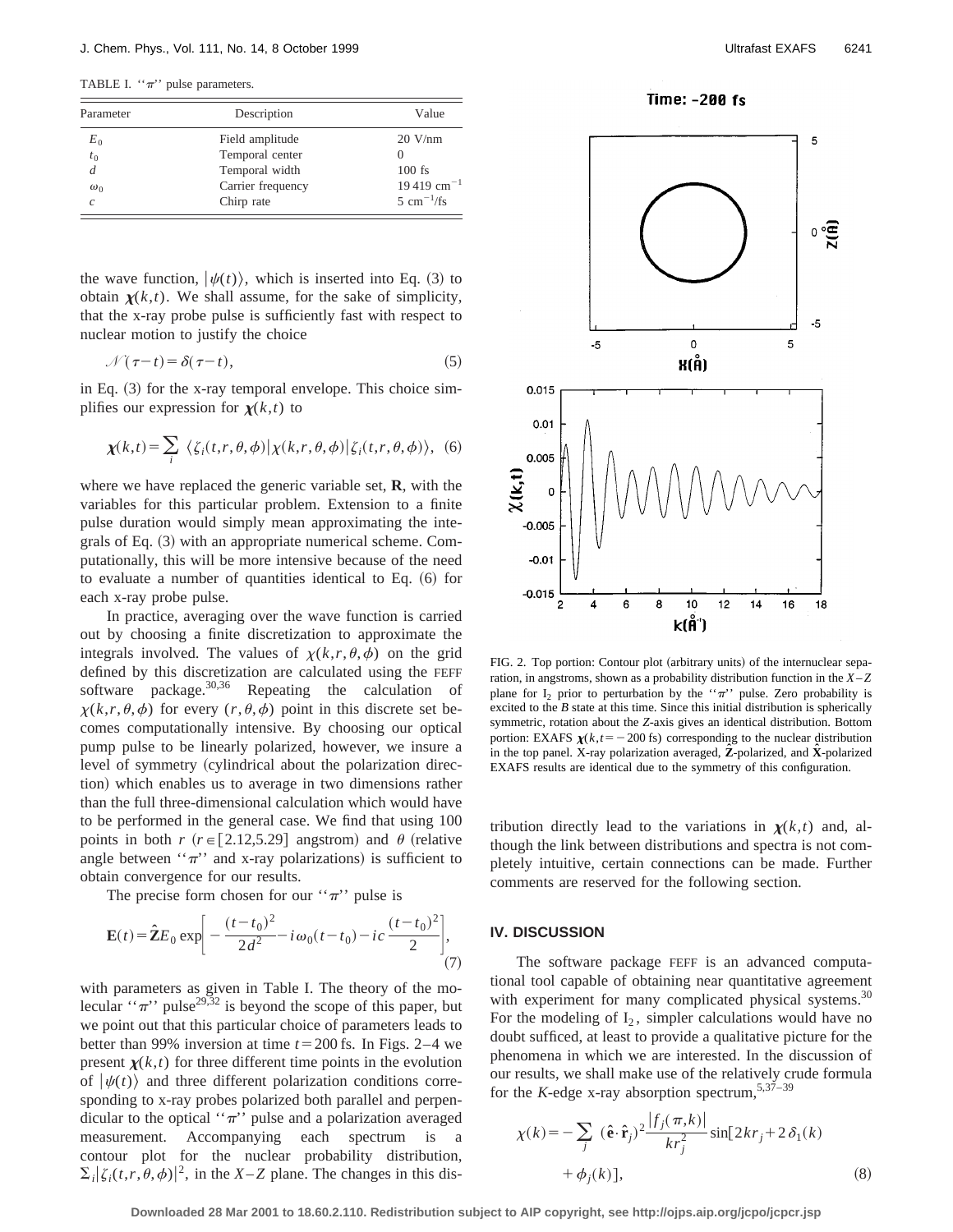TABLE I. "π" pulse parameters.

| Parameter | Description | Value |
|---|---|---|
| $E_0$ | Field amplitude | 20 V/nm |
| $t_0$ | Temporal center | 0 |
| $d$ | Temporal width | 100 fs |
| $\omega_0$ | Carrier frequency | 19 419 $\text{cm}^{-1}$ |
| $c$ | Chirp rate | 5 $\text{cm}^{-1}$/fs |

the wave function, $|\psi(t)\rangle$, which is inserted into Eq. (3) to obtain $\boldsymbol{\chi}(k,t)$. We shall assume, for the sake of simplicity, that the x-ray probe pulse is sufficiently fast with respect to nuclear motion to justify the choice

$$\mathcal{N}(\tau-t)=\delta(\tau-t), \tag{5}$$

in Eq. (3) for the x-ray temporal envelope. This choice simplifies our expression for $\boldsymbol{\chi}(k,t)$ to

$$\boldsymbol{\chi}(k,t)=\sum_i \langle \zeta_i(t,r,\theta,\phi)|\chi(k,r,\theta,\phi)|\zeta_i(t,r,\theta,\phi)\rangle, \tag{6}$$

where we have replaced the generic variable set, **R**, with the variables for this particular problem. Extension to a finite pulse duration would simply mean approximating the integrals of Eq. (3) with an appropriate numerical scheme. Computationally, this will be more intensive because of the need to evaluate a number of quantities identical to Eq. (6) for each x-ray probe pulse.

In practice, averaging over the wave function is carried out by choosing a finite discretization to approximate the integrals involved. The values of $\chi(k,r,\theta,\phi)$ on the grid defined by this discretization are calculated using the FEFF software package.[30,36] Repeating the calculation of $\chi(k,r,\theta,\phi)$ for every $(r,\theta,\phi)$ point in this discrete set becomes computationally intensive. By choosing our optical pump pulse to be linearly polarized, however, we insure a level of symmetry (cylindrical about the polarization direction) which enables us to average in two dimensions rather than the full three-dimensional calculation which would have to be performed in the general case. We find that using 100 points in both $r$ ($r\in[2.12,5.29]$ angstrom) and $\theta$ (relative angle between "π" and x-ray polarizations) is sufficient to obtain convergence for our results.

The precise form chosen for our "π" pulse is

$$\mathbf{E}(t)=\hat{\mathbf{Z}}E_0 \exp\left[-\frac{(t-t_0)^2}{2d^2}-i\omega_0(t-t_0)-ic\frac{(t-t_0)^2}{2}\right], \tag{7}$$

with parameters as given in Table I. The theory of the molecular "π" pulse[29,32] is beyond the scope of this paper, but we point out that this particular choice of parameters leads to better than 99% inversion at time $t=200$ fs. In Figs. 2–4 we present $\boldsymbol{\chi}(k,t)$ for three different time points in the evolution of $|\psi(t)\rangle$ and three different polarization conditions corresponding to x-ray probes polarized both parallel and perpendicular to the optical "π" pulse and a polarization averaged measurement. Accompanying each spectrum is a contour plot for the nuclear probability distribution, $\Sigma_i|\zeta_i(t,r,\theta,\phi)|^2$, in the $X$–$Z$ plane. The changes in this distribution directly lead to the variations in $\boldsymbol{\chi}(k,t)$ and, although the link between distributions and spectra is not completely intuitive, certain connections can be made. Further comments are reserved for the following section.

FIG. 2. Top portion: Contour plot (arbitrary units) of the internuclear separation, in angstroms, shown as a probability distribution function in the $X$–$Z$ plane for $I_2$ prior to perturbation by the "π" pulse. Zero probability is excited to the $B$ state at this time. Since this initial distribution is spherically symmetric, rotation about the $Z$-axis gives an identical distribution. Bottom portion: EXAFS $\boldsymbol{\chi}(k,t=-200\text{ fs})$ corresponding to the nuclear distribution in the top panel. X-ray polarization averaged, $\hat{\mathbf{Z}}$-polarized, and $\hat{\mathbf{X}}$-polarized EXAFS results are identical due to the symmetry of this configuration.

## IV. DISCUSSION

The software package FEFF is an advanced computational tool capable of obtaining near quantitative agreement with experiment for many complicated physical systems.[30] For the modeling of $I_2$, simpler calculations would have no doubt sufficed, at least to provide a qualitative picture for the phenomena in which we are interested. In the discussion of our results, we shall make use of the relatively crude formula for the $K$-edge x-ray absorption spectrum,[5,37–39]

$$\chi(k)=-\sum_j (\hat{\mathbf{e}}\cdot\hat{\mathbf{r}}_j)^2\frac{|f_j(\pi,k)|}{kr_j^2}\sin[2kr_j+2\delta_1(k)+\phi_j(k)], \tag{8}$$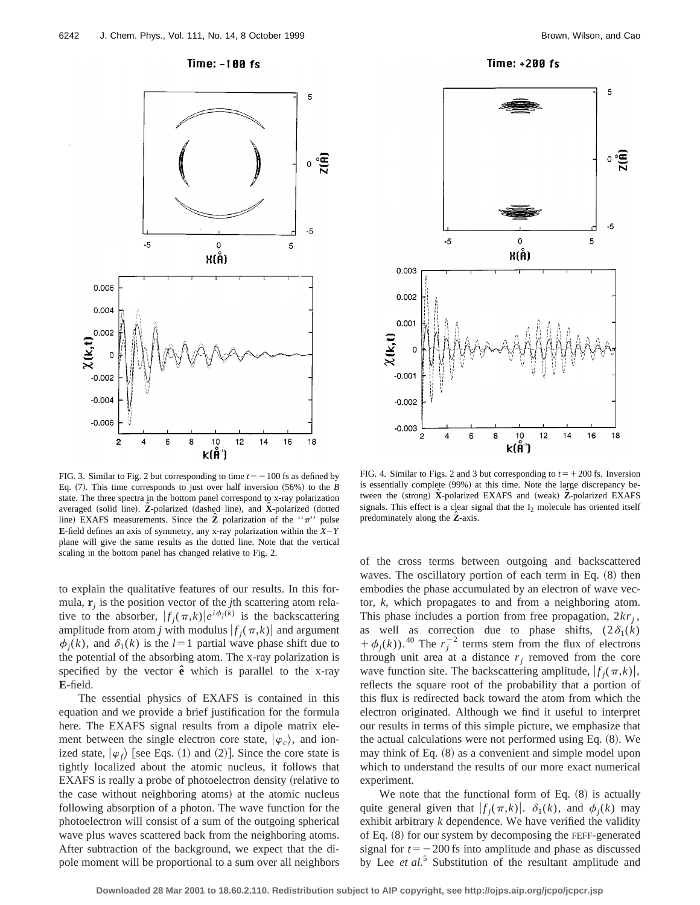FIG. 3. Similar to Fig. 2 but corresponding to time $t = -100$ fs as defined by Eq. (7). This time corresponds to just over half inversion (56%) to the *B* state. The three spectra in the bottom panel correspond to x-ray polarization averaged (solid line). $\hat{\mathbf{Z}}$-polarized (dashed line), and $\hat{\mathbf{X}}$-polarized (dotted line) EXAFS measurements. Since the $\hat{\mathbf{Z}}$ polarization of the "$\pi$" pulse **E**-field defines an axis of symmetry, any x-ray polarization within the $X$–$Y$ plane will give the same results as the dotted line. Note that the vertical scaling in the bottom panel has changed relative to Fig. 2.

FIG. 4. Similar to Figs. 2 and 3 but corresponding to $t = +200$ fs. Inversion is essentially complete (99%) at this time. Note the large discrepancy between the (strong) $\hat{\mathbf{X}}$-polarized EXAFS and (weak) $\hat{\mathbf{Z}}$-polarized EXAFS signals. This effect is a clear signal that the $I_2$ molecule has oriented itself predominately along the $\hat{\mathbf{Z}}$-axis.

to explain the qualitative features of our results. In this formula, $\mathbf{r}_j$ is the position vector of the *j*th scattering atom relative to the absorber, $|f_j(\pi,k)|e^{i\phi_j(k)}$ is the backscattering amplitude from atom *j* with modulus $|f_j(\pi,k)|$ and argument $\phi_j(k)$, and $\delta_1(k)$ is the $l=1$ partial wave phase shift due to the potential of the absorbing atom. The x-ray polarization is specified by the vector $\hat{\mathbf{e}}$ which is parallel to the x-ray **E**-field.

The essential physics of EXAFS is contained in this equation and we provide a brief justification for the formula here. The EXAFS signal results from a dipole matrix element between the single electron core state, $|\varphi_c\rangle$, and ionized state, $|\varphi_f\rangle$ [see Eqs. (1) and (2)]. Since the core state is tightly localized about the atomic nucleus, it follows that EXAFS is really a probe of photoelectron density (relative to the case without neighboring atoms) at the atomic nucleus following absorption of a photon. The wave function for the photoelectron will consist of a sum of the outgoing spherical wave plus waves scattered back from the neighboring atoms. After subtraction of the background, we expect that the dipole moment will be proportional to a sum over all neighbors of the cross terms between outgoing and backscattered waves. The oscillatory portion of each term in Eq. (8) then embodies the phase accumulated by an electron of wave vector, *k*, which propagates to and from a neighboring atom. This phase includes a portion from free propagation, $2kr_j$, as well as correction due to phase shifts, $(2\delta_1(k) + \phi_j(k))$.[40] The $r_j^{-2}$ terms stem from the flux of electrons through unit area at a distance $r_j$ removed from the core wave function site. The backscattering amplitude, $|f_j(\pi,k)|$, reflects the square root of the probability that a portion of this flux is redirected back toward the atom from which the electron originated. Although we find it useful to interpret our results in terms of this simple picture, we emphasize that the actual calculations were not performed using Eq. (8). We may think of Eq. (8) as a convenient and simple model upon which to understand the results of our more exact numerical experiment.

We note that the functional form of Eq. (8) is actually quite general given that $|f_j(\pi,k)|$. $\delta_1(k)$, and $\phi_j(k)$ may exhibit arbitrary *k* dependence. We have verified the validity of Eq. (8) for our system by decomposing the FEFF-generated signal for $t = -200$ fs into amplitude and phase as discussed by Lee *et al.*[5] Substitution of the resultant amplitude and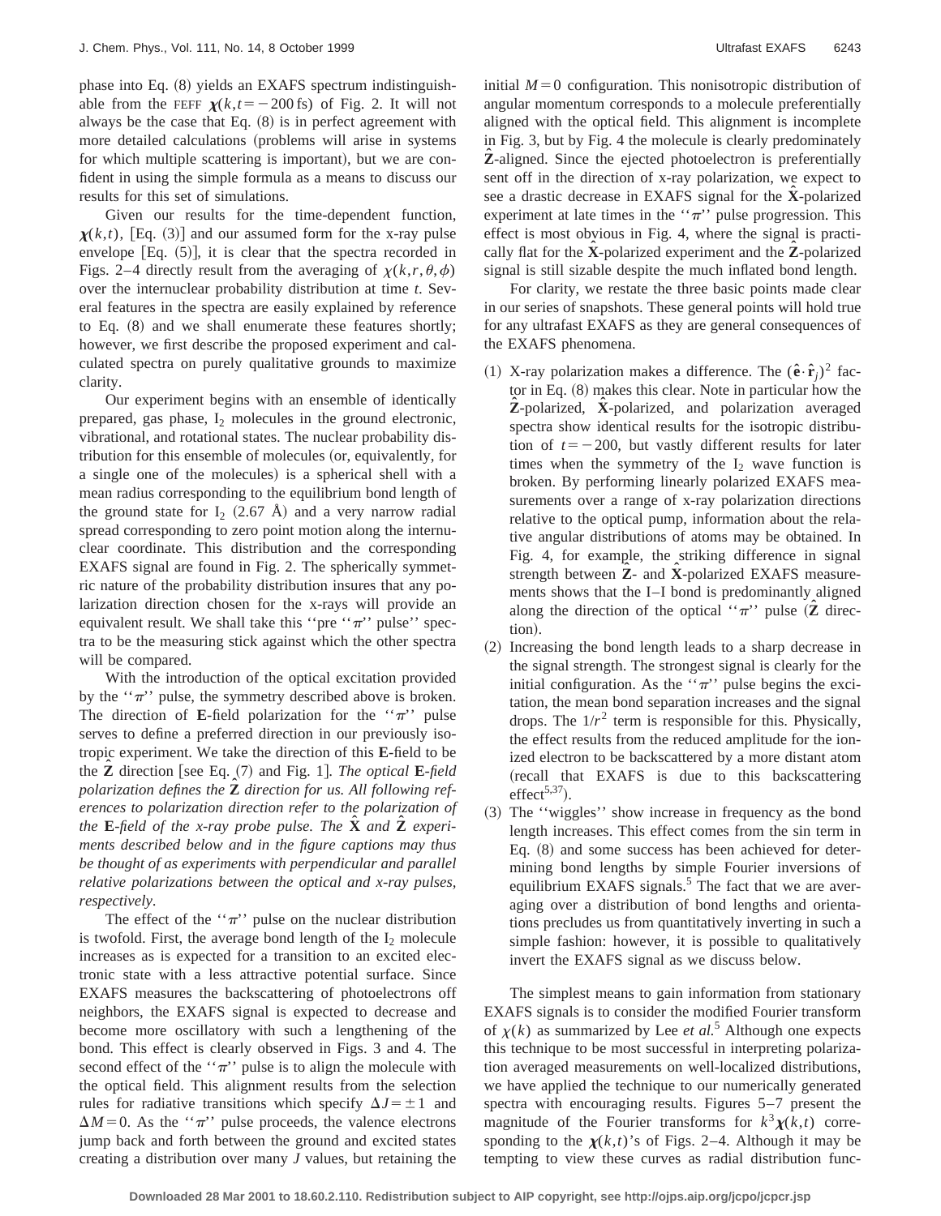phase into Eq. (8) yields an EXAFS spectrum indistinguishable from the FEFF $\boldsymbol{\chi}(k,t=-200\,\text{fs})$ of Fig. 2. It will not always be the case that Eq. (8) is in perfect agreement with more detailed calculations (problems will arise in systems for which multiple scattering is important), but we are confident in using the simple formula as a means to discuss our results for this set of simulations.

Given our results for the time-dependent function, $\boldsymbol{\chi}(k,t)$, [Eq. (3)] and our assumed form for the x-ray pulse envelope [Eq. (5)], it is clear that the spectra recorded in Figs. 2–4 directly result from the averaging of $\chi(k,r,\theta,\phi)$ over the internuclear probability distribution at time $t$. Several features in the spectra are easily explained by reference to Eq. (8) and we shall enumerate these features shortly; however, we first describe the proposed experiment and calculated spectra on purely qualitative grounds to maximize clarity.

Our experiment begins with an ensemble of identically prepared, gas phase, $I_2$ molecules in the ground electronic, vibrational, and rotational states. The nuclear probability distribution for this ensemble of molecules (or, equivalently, for a single one of the molecules) is a spherical shell with a mean radius corresponding to the equilibrium bond length of the ground state for $I_2$ (2.67 Å) and a very narrow radial spread corresponding to zero point motion along the internuclear coordinate. This distribution and the corresponding EXAFS signal are found in Fig. 2. The spherically symmetric nature of the probability distribution insures that any polarization direction chosen for the x-rays will provide an equivalent result. We shall take this ''pre ''$\pi$'' pulse'' spectra to be the measuring stick against which the other spectra will be compared.

With the introduction of the optical excitation provided by the ''$\pi$'' pulse, the symmetry described above is broken. The direction of **E**-field polarization for the ''$\pi$'' pulse serves to define a preferred direction in our previously isotropic experiment. We take the direction of this **E**-field to be the $\hat{\mathbf{Z}}$ direction [see Eq. (7) and Fig. 1]. *The optical **E**-field polarization defines the $\hat{\mathbf{Z}}$ direction for us. All following references to polarization direction refer to the polarization of the **E**-field of the x-ray probe pulse. The $\hat{\mathbf{X}}$ and $\hat{\mathbf{Z}}$ experiments described below and in the figure captions may thus be thought of as experiments with perpendicular and parallel relative polarizations between the optical and x-ray pulses, respectively.*

The effect of the ''$\pi$'' pulse on the nuclear distribution is twofold. First, the average bond length of the $I_2$ molecule increases as is expected for a transition to an excited electronic state with a less attractive potential surface. Since EXAFS measures the backscattering of photoelectrons off neighbors, the EXAFS signal is expected to decrease and become more oscillatory with such a lengthening of the bond. This effect is clearly observed in Figs. 3 and 4. The second effect of the ''$\pi$'' pulse is to align the molecule with the optical field. This alignment results from the selection rules for radiative transitions which specify $\Delta J=\pm 1$ and $\Delta M=0$. As the ''$\pi$'' pulse proceeds, the valence electrons jump back and forth between the ground and excited states creating a distribution over many $J$ values, but retaining the initial $M=0$ configuration. This nonisotropic distribution of angular momentum corresponds to a molecule preferentially aligned with the optical field. This alignment is incomplete in Fig. 3, but by Fig. 4 the molecule is clearly predominately $\hat{\mathbf{Z}}$-aligned. Since the ejected photoelectron is preferentially sent off in the direction of x-ray polarization, we expect to see a drastic decrease in EXAFS signal for the $\hat{\mathbf{X}}$-polarized experiment at late times in the ''$\pi$'' pulse progression. This effect is most obvious in Fig. 4, where the signal is practically flat for the $\hat{\mathbf{X}}$-polarized experiment and the $\hat{\mathbf{Z}}$-polarized signal is still sizable despite the much inflated bond length.

For clarity, we restate the three basic points made clear in our series of snapshots. These general points will hold true for any ultrafast EXAFS as they are general consequences of the EXAFS phenomena.

1. X-ray polarization makes a difference. The $(\hat{\mathbf{e}}\cdot\hat{\mathbf{r}}_j)^2$ factor in Eq. (8) makes this clear. Note in particular how the $\hat{\mathbf{Z}}$-polarized, $\hat{\mathbf{X}}$-polarized, and polarization averaged spectra show identical results for the isotropic distribution of $t=-200$, but vastly different results for later times when the symmetry of the $I_2$ wave function is broken. By performing linearly polarized EXAFS measurements over a range of x-ray polarization directions relative to the optical pump, information about the relative angular distributions of atoms may be obtained. In Fig. 4, for example, the striking difference in signal strength between $\hat{\mathbf{Z}}$- and $\hat{\mathbf{X}}$-polarized EXAFS measurements shows that the I–I bond is predominantly aligned along the direction of the optical ''$\pi$'' pulse ($\hat{\mathbf{Z}}$ direction).
2. Increasing the bond length leads to a sharp decrease in the signal strength. The strongest signal is clearly for the initial configuration. As the ''$\pi$'' pulse begins the excitation, the mean bond separation increases and the signal drops. The $1/r^2$ term is responsible for this. Physically, the effect results from the reduced amplitude for the ionized electron to be backscattered by a more distant atom (recall that EXAFS is due to this backscattering effect[5,37]).
3. The ''wiggles'' show increase in frequency as the bond length increases. This effect comes from the sin term in Eq. (8) and some success has been achieved for determining bond lengths by simple Fourier inversions of equilibrium EXAFS signals.[5] The fact that we are averaging over a distribution of bond lengths and orientations precludes us from quantitatively inverting in such a simple fashion: however, it is possible to qualitatively invert the EXAFS signal as we discuss below.

The simplest means to gain information from stationary EXAFS signals is to consider the modified Fourier transform of $\chi(k)$ as summarized by Lee *et al.*[5] Although one expects this technique to be most successful in interpreting polarization averaged measurements on well-localized distributions, we have applied the technique to our numerically generated spectra with encouraging results. Figures 5–7 present the magnitude of the Fourier transforms for $k^3\boldsymbol{\chi}(k,t)$ corresponding to the $\boldsymbol{\chi}(k,t)$'s of Figs. 2–4. Although it may be tempting to view these curves as radial distribution func-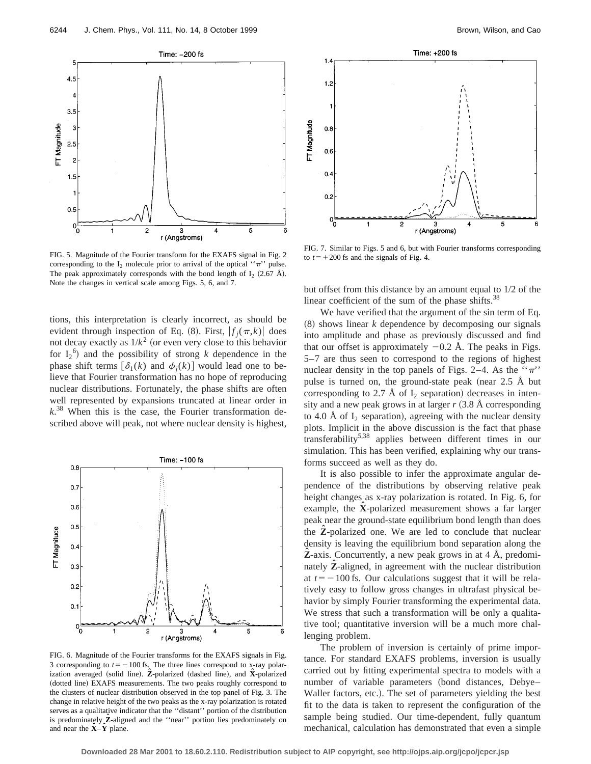FIG. 5. Magnitude of the Fourier transform for the EXAFS signal in Fig. 2 corresponding to the $I_2$ molecule prior to arrival of the optical ''$\pi$'' pulse. The peak approximately corresponds with the bond length of $I_2$ (2.67 Å). Note the changes in vertical scale among Figs. 5, 6, and 7.

FIG. 7. Similar to Figs. 5 and 6, but with Fourier transforms corresponding to $t=+200$ fs and the signals of Fig. 4.

tions, this interpretation is clearly incorrect, as should be evident through inspection of Eq. (8). First, $|f_j(\pi,k)|$ does not decay exactly as $1/k^2$ (or even very close to this behavior for $I_2$[6]) and the possibility of strong $k$ dependence in the phase shift terms $[\delta_1(k)$ and $\phi_j(k)]$ would lead one to believe that Fourier transformation has no hope of reproducing nuclear distributions. Fortunately, the phase shifts are often well represented by expansions truncated at linear order in $k$.[38] When this is the case, the Fourier transformation described above will peak, not where nuclear density is highest, but offset from this distance by an amount equal to 1/2 of the linear coefficient of the sum of the phase shifts.[38]

We have verified that the argument of the sin term of Eq. (8) shows linear $k$ dependence by decomposing our signals into amplitude and phase as previously discussed and find that our offset is approximately $-0.2$ Å. The peaks in Figs. 5–7 are thus seen to correspond to the regions of highest nuclear density in the top panels of Figs. 2–4. As the ''$\pi$'' pulse is turned on, the ground-state peak (near 2.5 Å but corresponding to 2.7 Å of $I_2$ separation) decreases in intensity and a new peak grows in at larger $r$ (3.8 Å corresponding to 4.0 Å of $I_2$ separation), agreeing with the nuclear density plots. Implicit in the above discussion is the fact that phase transferability[5,38] applies between different times in our simulation. This has been verified, explaining why our transforms succeed as well as they do.

It is also possible to infer the approximate angular dependence of the distributions by observing relative peak height changes as x-ray polarization is rotated. In Fig. 6, for example, the $\hat{\mathbf{X}}$-polarized measurement shows a far larger peak near the ground-state equilibrium bond length than does the $\hat{\mathbf{Z}}$-polarized one. We are led to conclude that nuclear density is leaving the equilibrium bond separation along the $\hat{\mathbf{Z}}$-axis. Concurrently, a new peak grows in at 4 Å, predominately $\hat{\mathbf{Z}}$-aligned, in agreement with the nuclear distribution at $t=-100$ fs. Our calculations suggest that it will be relatively easy to follow gross changes in ultrafast physical behavior by simply Fourier transforming the experimental data. We stress that such a transformation will be only a qualitative tool; quantitative inversion will be a much more challenging problem.

FIG. 6. Magnitude of the Fourier transforms for the EXAFS signals in Fig. 3 corresponding to $t=-100$ fs. The three lines correspond to x-ray polarization averaged (solid line), $\hat{\mathbf{Z}}$-polarized (dashed line), and $\hat{\mathbf{X}}$-polarized (dotted line) EXAFS measurements. The two peaks roughly correspond to the clusters of nuclear distribution observed in the top panel of Fig. 3. The change in relative height of the two peaks as the x-ray polarization is rotated serves as a qualitative indicator that the ''distant'' portion of the distribution is predominately $\hat{\mathbf{Z}}$-aligned and the ''near'' portion lies predominately on and near the $\hat{\mathbf{X}}$–$\hat{\mathbf{Y}}$ plane.

The problem of inversion is certainly of prime importance. For standard EXAFS problems, inversion is usually carried out by fitting experimental spectra to models with a number of variable parameters (bond distances, Debye–Waller factors, etc.). The set of parameters yielding the best fit to the data is taken to represent the configuration of the sample being studied. Our time-dependent, fully quantum mechanical, calculation has demonstrated that even a simple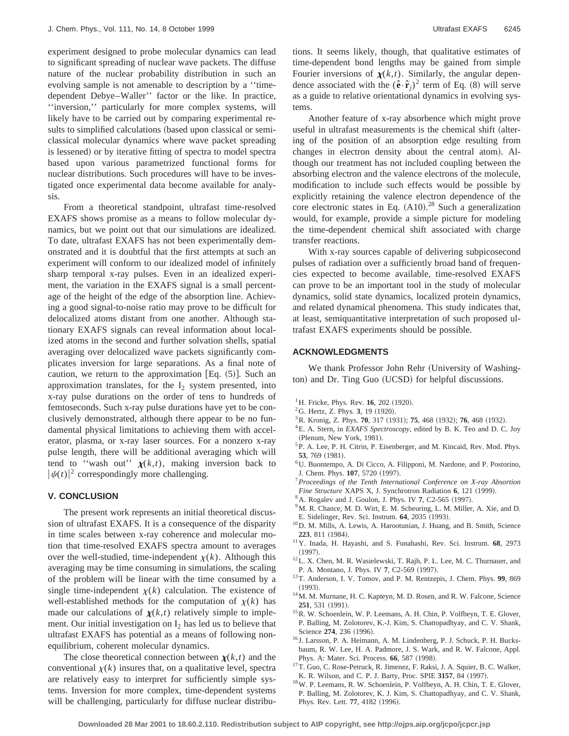experiment designed to probe molecular dynamics can lead to significant spreading of nuclear wave packets. The diffuse nature of the nuclear probability distribution in such an evolving sample is not amenable to description by a ''time-dependent Debye–Waller'' factor or the like. In practice, ''inversion,'' particularly for more complex systems, will likely have to be carried out by comparing experimental results to simplified calculations (based upon classical or semiclassical molecular dynamics where wave packet spreading is lessened) or by iterative fitting of spectra to model spectra based upon various parametrized functional forms for nuclear distributions. Such procedures will have to be investigated once experimental data become available for analysis.

From a theoretical standpoint, ultrafast time-resolved EXAFS shows promise as a means to follow molecular dynamics, but we point out that our simulations are idealized. To date, ultrafast EXAFS has not been experimentally demonstrated and it is doubtful that the first attempts at such an experiment will conform to our idealized model of infinitely sharp temporal x-ray pulses. Even in an idealized experiment, the variation in the EXAFS signal is a small percentage of the height of the edge of the absorption line. Achieving a good signal-to-noise ratio may prove to be difficult for delocalized atoms distant from one another. Although stationary EXAFS signals can reveal information about localized atoms in the second and further solvation shells, spatial averaging over delocalized wave packets significantly complicates inversion for large separations. As a final note of caution, we return to the approximation [Eq. (5)]. Such an approximation translates, for the $I_2$ system presented, into x-ray pulse durations on the order of tens to hundreds of femtoseconds. Such x-ray pulse durations have yet to be conclusively demonstrated, although there appear to be no fundamental physical limitations to achieving them with accelerator, plasma, or x-ray laser sources. For a nonzero x-ray pulse length, there will be additional averaging which will tend to ''wash out'' $\boldsymbol{\chi}(k,t)$, making inversion back to $|\psi(t)|^2$ correspondingly more challenging.

## V. CONCLUSION

The present work represents an initial theoretical discussion of ultrafast EXAFS. It is a consequence of the disparity in time scales between x-ray coherence and molecular motion that time-resolved EXAFS spectra amount to averages over the well-studied, time-independent $\chi(k)$. Although this averaging may be time consuming in simulations, the scaling of the problem will be linear with the time consumed by a single time-independent $\chi(k)$ calculation. The existence of well-established methods for the computation of $\chi(k)$ has made our calculations of $\boldsymbol{\chi}(k,t)$ relatively simple to implement. Our initial investigation on $I_2$ has led us to believe that ultrafast EXAFS has potential as a means of following nonequilibrium, coherent molecular dynamics.

The close theoretical connection between $\boldsymbol{\chi}(k,t)$ and the conventional $\chi(k)$ insures that, on a qualitative level, spectra are relatively easy to interpret for sufficiently simple systems. Inversion for more complex, time-dependent systems will be challenging, particularly for diffuse nuclear distributions. It seems likely, though, that qualitative estimates of time-dependent bond lengths may be gained from simple Fourier inversions of $\boldsymbol{\chi}(k,t)$. Similarly, the angular dependence associated with the $(\hat{\mathbf{e}}\cdot\hat{\mathbf{r}}_j)^2$ term of Eq. (8) will serve as a guide to relative orientational dynamics in evolving systems.

Another feature of x-ray absorbence which might prove useful in ultrafast measurements is the chemical shift (altering of the position of an absorption edge resulting from changes in electron density about the central atom). Although our treatment has not included coupling between the absorbing electron and the valence electrons of the molecule, modification to include such effects would be possible by explicitly retaining the valence electron dependence of the core electronic states in Eq. (A10).[28] Such a generalization would, for example, provide a simple picture for modeling the time-dependent chemical shift associated with charge transfer reactions.

With x-ray sources capable of delivering subpicosecond pulses of radiation over a sufficiently broad band of frequencies expected to become available, time-resolved EXAFS can prove to be an important tool in the study of molecular dynamics, solid state dynamics, localized protein dynamics, and related dynamical phenomena. This study indicates that, at least, semiquantitative interpretation of such proposed ultrafast EXAFS experiments should be possible.

## ACKNOWLEDGMENTS

We thank Professor John Rehr (University of Washington) and Dr. Ting Guo (UCSD) for helpful discussions.

[1] H. Fricke, Phys. Rev. **16**, 202 (1920).
[2] G. Hertz, Z. Phys. **3**, 19 (1920).
[3] R. Kronig, Z. Phys. **70**, 317 (1931); **75**, 468 (1932); **76**, 468 (1932).
[4] E. A. Stern, in *EXAFS Spectroscopy*, edited by B. K. Teo and D. C. Joy (Plenum, New York, 1981).
[5] P. A. Lee, P. H. Citrin, P. Eisenberger, and M. Kincaid, Rev. Mod. Phys. **53**, 769 (1981).
[6] U. Buontempo, A. Di Cicco, A. Filipponi, M. Nardone, and P. Postorino, J. Chem. Phys. **107**, 5720 (1997).
[7] *Proceedings of the Tenth International Conference on X-ray Absorption Fine Structure* XAPS X, J. Synchrotron Radiation **6**, 121 (1999).
[8] A. Rogalev and J. Goulon, J. Phys. IV **7**, C2-565 (1997).
[9] M. R. Chance, M. D. Wirt, E. M. Scheuring, L. M. Miller, A. Xie, and D. E. Sidelinger, Rev. Sci. Instrum. **64**, 2035 (1993).
[10] D. M. Mills, A. Lewis, A. Harootunian, J. Huang, and B. Smith, Science **223**, 811 (1984).
[11] Y. Inada, H. Hayashi, and S. Funahashi, Rev. Sci. Instrum. **68**, 2973 (1997).
[12] L. X. Chen, M. R. Wasielewski, T. Rajh, P. L. Lee, M. C. Thurnauer, and P. A. Montano, J. Phys. IV **7**, C2-569 (1997).
[13] T. Anderson, I. V. Tomov, and P. M. Rentzepis, J. Chem. Phys. **99**, 869 (1993).
[14] M. M. Murnane, H. C. Kapteyn, M. D. Rosen, and R. W. Falcone, Science **251**, 531 (1991).
[15] R. W. Schoenlein, W. P. Leemans, A. H. Chin, P. Volfbeyn, T. E. Glover, P. Balling, M. Zolotorev, K.-J. Kim, S. Chattopadhyay, and C. V. Shank, Science **274**, 236 (1996).
[16] J. Larsson, P. A. Heimann, A. M. Lindenberg, P. J. Schuck, P. H. Bucksbaum, R. W. Lee, H. A. Padmore, J. S. Wark, and R. W. Falcone, Appl. Phys. A: Mater. Sci. Process. **66**, 587 (1998).
[17] T. Guo, C. Rose-Petruck, R. Jimenez, F. Raksi, J. A. Squier, B. C. Walker, K. R. Wilson, and C. P. J. Barty, Proc. SPIE **3157**, 84 (1997).
[18] W. P. Leemans, R. W. Schoenlein, P. Volfbeyn, A. H. Chin, T. E. Glover, P. Balling, M. Zolotorev, K. J. Kim, S. Chattopadhyay, and C. V. Shank, Phys. Rev. Lett. **77**, 4182 (1996).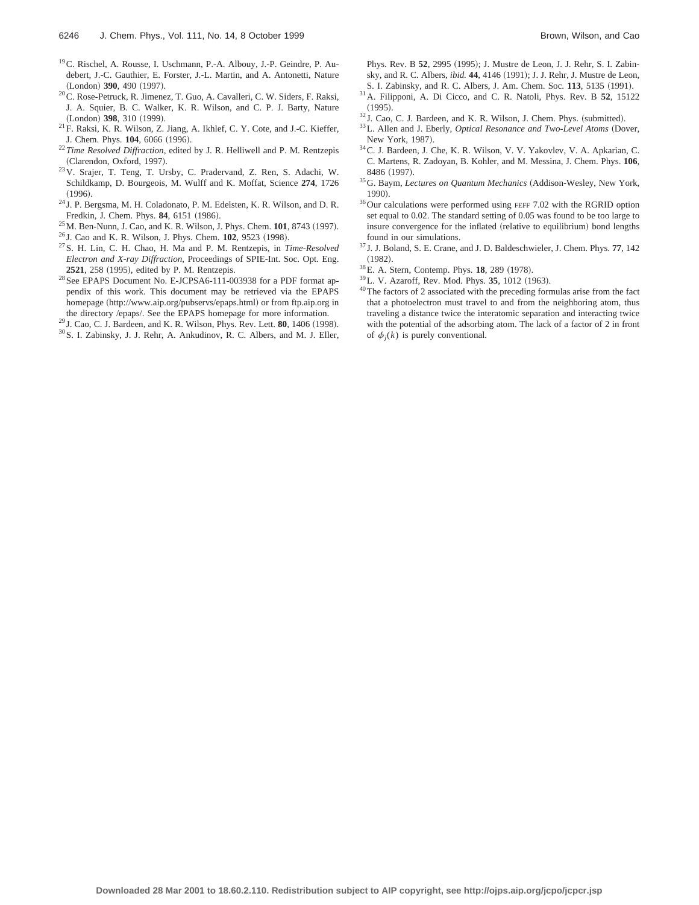[19] C. Rischel, A. Rousse, I. Uschmann, P.-A. Albouy, J.-P. Geindre, P. Audebert, J.-C. Gauthier, E. Forster, J.-L. Martin, and A. Antonetti, Nature (London) **390**, 490 (1997).

[20] C. Rose-Petruck, R. Jimenez, T. Guo, A. Cavalleri, C. W. Siders, F. Raksi, J. A. Squier, B. C. Walker, K. R. Wilson, and C. P. J. Barty, Nature (London) **398**, 310 (1999).

[21] F. Raksi, K. R. Wilson, Z. Jiang, A. Ikhlef, C. Y. Cote, and J.-C. Kieffer, J. Chem. Phys. **104**, 6066 (1996).

[22] *Time Resolved Diffraction*, edited by J. R. Helliwell and P. M. Rentzepis (Clarendon, Oxford, 1997).

[23] V. Srajer, T. Teng, T. Ursby, C. Pradervand, Z. Ren, S. Adachi, W. Schildkamp, D. Bourgeois, M. Wulff and K. Moffat, Science **274**, 1726 (1996).

[24] J. P. Bergsma, M. H. Coladonato, P. M. Edelsten, K. R. Wilson, and D. R. Fredkin, J. Chem. Phys. **84**, 6151 (1986).

[25] M. Ben-Nunn, J. Cao, and K. R. Wilson, J. Phys. Chem. **101**, 8743 (1997).

[26] J. Cao and K. R. Wilson, J. Phys. Chem. **102**, 9523 (1998).

[27] S. H. Lin, C. H. Chao, H. Ma and P. M. Rentzepis, in *Time-Resolved Electron and X-ray Diffraction*, Proceedings of SPIE-Int. Soc. Opt. Eng. **2521**, 258 (1995), edited by P. M. Rentzepis.

[28] See EPAPS Document No. E-JCPSA6-111-003938 for a PDF format appendix of this work. This document may be retrieved via the EPAPS homepage (http://www.aip.org/pubservs/epaps.html) or from ftp.aip.org in the directory /epaps/. See the EPAPS homepage for more information.

[29] J. Cao, C. J. Bardeen, and K. R. Wilson, Phys. Rev. Lett. **80**, 1406 (1998).

[30] S. I. Zabinsky, J. J. Rehr, A. Ankudinov, R. C. Albers, and M. J. Eller, Phys. Rev. B **52**, 2995 (1995); J. Mustre de Leon, J. J. Rehr, S. I. Zabinsky, and R. C. Albers, *ibid.* **44**, 4146 (1991); J. J. Rehr, J. Mustre de Leon, S. I. Zabinsky, and R. C. Albers, J. Am. Chem. Soc. **113**, 5135 (1991).

[31] A. Filipponi, A. Di Cicco, and C. R. Natoli, Phys. Rev. B **52**, 15122 (1995).

[32] J. Cao, C. J. Bardeen, and K. R. Wilson, J. Chem. Phys. (submitted).

[33] L. Allen and J. Eberly, *Optical Resonance and Two-Level Atoms* (Dover, New York, 1987).

[34] C. J. Bardeen, J. Che, K. R. Wilson, V. V. Yakovlev, V. A. Apkarian, C. C. Martens, R. Zadoyan, B. Kohler, and M. Messina, J. Chem. Phys. **106**, 8486 (1997).

[35] G. Baym, *Lectures on Quantum Mechanics* (Addison-Wesley, New York, 1990).

[36] Our calculations were performed using FEFF 7.02 with the RGRID option set equal to 0.02. The standard setting of 0.05 was found to be too large to insure convergence for the inflated (relative to equilibrium) bond lengths found in our simulations.

[37] J. J. Boland, S. E. Crane, and J. D. Baldeschwieler, J. Chem. Phys. **77**, 142 (1982).

[38] E. A. Stern, Contemp. Phys. **18**, 289 (1978).

[39] L. V. Azaroff, Rev. Mod. Phys. **35**, 1012 (1963).

[40] The factors of 2 associated with the preceding formulas arise from the fact that a photoelectron must travel to and from the neighboring atom, thus traveling a distance twice the interatomic separation and interacting twice with the potential of the adsorbing atom. The lack of a factor of 2 in front of $\phi_j(k)$ is purely conventional.